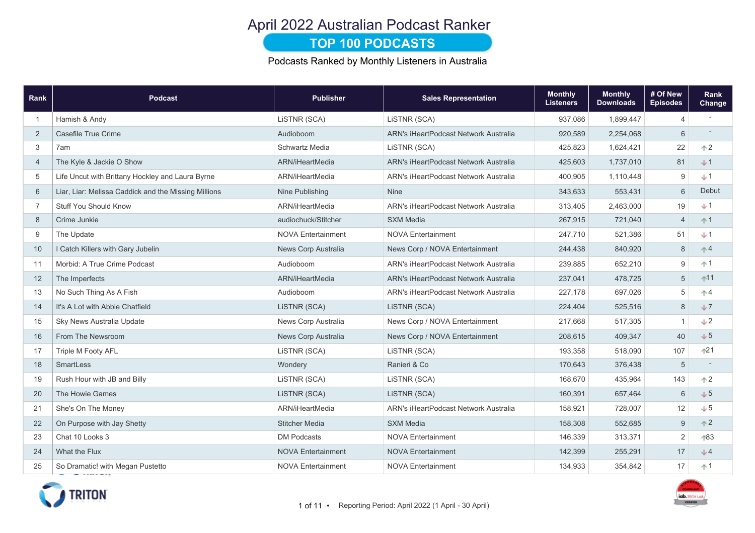# April 2022 Australian Podcast Ranker

## TOP 100 PODCASTS

Podcasts Ranked by Monthly Listeners in Australia

| Rank | Podcast | Publisher | Sales Representation | Monthly Listeners | Monthly Downloads | # Of New Episodes | Rank Change |
|---|---|---|---|---|---|---|---|
| 1 | Hamish & Andy | LiSTNR (SCA) | LiSTNR (SCA) | 937,086 | 1,899,447 | 4 | - |
| 2 | Casefile True Crime | Audioboom | ARN's iHeartPodcast Network Australia | 920,589 | 2,254,068 | 6 | - |
| 3 | 7am | Schwartz Media | LiSTNR (SCA) | 425,823 | 1,624,421 | 22 | ↑2 |
| 4 | The Kyle & Jackie O Show | ARN/iHeartMedia | ARN's iHeartPodcast Network Australia | 425,603 | 1,737,010 | 81 | ↓1 |
| 5 | Life Uncut with Brittany Hockley and Laura Byrne | ARN/iHeartMedia | ARN's iHeartPodcast Network Australia | 400,905 | 1,110,448 | 9 | ↓1 |
| 6 | Liar, Liar: Melissa Caddick and the Missing Millions | Nine Publishing | Nine | 343,633 | 553,431 | 6 | Debut |
| 7 | Stuff You Should Know | ARN/iHeartMedia | ARN's iHeartPodcast Network Australia | 313,405 | 2,463,000 | 19 | ↓1 |
| 8 | Crime Junkie | audiochuck/Stitcher | SXM Media | 267,915 | 721,040 | 4 | ↑1 |
| 9 | The Update | NOVA Entertainment | NOVA Entertainment | 247,710 | 521,386 | 51 | ↓1 |
| 10 | I Catch Killers with Gary Jubelin | News Corp Australia | News Corp / NOVA Entertainment | 244,438 | 840,920 | 8 | ↑4 |
| 11 | Morbid: A True Crime Podcast | Audioboom | ARN's iHeartPodcast Network Australia | 239,885 | 652,210 | 9 | ↑1 |
| 12 | The Imperfects | ARN/iHeartMedia | ARN's iHeartPodcast Network Australia | 237,041 | 478,725 | 5 | ↑11 |
| 13 | No Such Thing As A Fish | Audioboom | ARN's iHeartPodcast Network Australia | 227,178 | 697,026 | 5 | ↑4 |
| 14 | It's A Lot with Abbie Chatfield | LiSTNR (SCA) | LiSTNR (SCA) | 224,404 | 525,516 | 8 | ↓7 |
| 15 | Sky News Australia Update | News Corp Australia | News Corp / NOVA Entertainment | 217,668 | 517,305 | 1 | ↓2 |
| 16 | From The Newsroom | News Corp Australia | News Corp / NOVA Entertainment | 208,615 | 409,347 | 40 | ↓5 |
| 17 | Triple M Footy AFL | LiSTNR (SCA) | LiSTNR (SCA) | 193,358 | 518,090 | 107 | ↑21 |
| 18 | SmartLess | Wondery | Ranieri & Co | 170,643 | 376,438 | 5 | - |
| 19 | Rush Hour with JB and Billy | LiSTNR (SCA) | LiSTNR (SCA) | 168,670 | 435,964 | 143 | ↑2 |
| 20 | The Howie Games | LiSTNR (SCA) | LiSTNR (SCA) | 160,391 | 657,464 | 6 | ↓5 |
| 21 | She's On The Money | ARN/iHeartMedia | ARN's iHeartPodcast Network Australia | 158,921 | 728,007 | 12 | ↓5 |
| 22 | On Purpose with Jay Shetty | Stitcher Media | SXM Media | 158,308 | 552,685 | 9 | ↑2 |
| 23 | Chat 10 Looks 3 | DM Podcasts | NOVA Entertainment | 146,339 | 313,371 | 2 | ↑83 |
| 24 | What the Flux | NOVA Entertainment | NOVA Entertainment | 142,399 | 255,291 | 17 | ↓4 |
| 25 | So Dramatic! with Megan Pustetto | NOVA Entertainment | NOVA Entertainment | 134,933 | 354,842 | 17 | ↑1 |

Reporting Period: April 2022 (1 April - 30 April)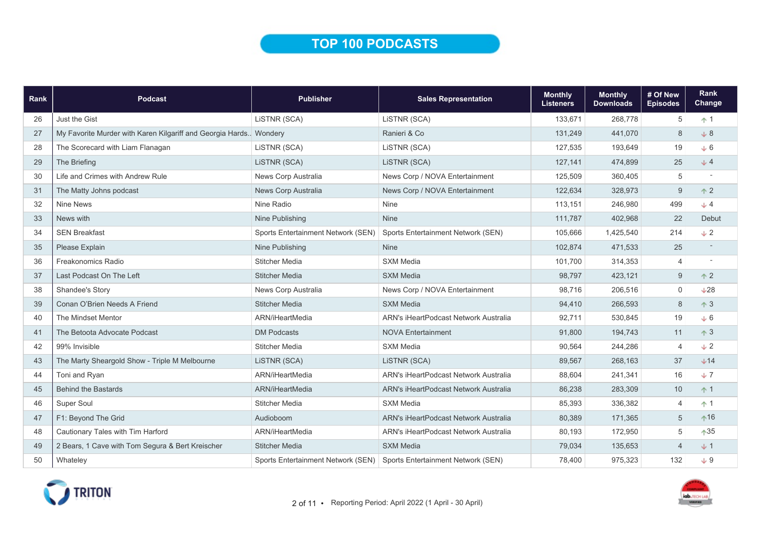# TOP 100 PODCASTS

| Rank | Podcast | Publisher | Sales Representation | Monthly Listeners | Monthly Downloads | # Of New Episodes | Rank Change |
|---|---|---|---|---|---|---|---|
| 26 | Just the Gist | LiSTNR (SCA) | LiSTNR (SCA) | 133,671 | 268,778 | 5 | ↑ 1 |
| 27 | My Favorite Murder with Karen Kilgariff and Georgia Hards.. | Wondery | Ranieri & Co | 131,249 | 441,070 | 8 | ↓ 8 |
| 28 | The Scorecard with Liam Flanagan | LiSTNR (SCA) | LiSTNR (SCA) | 127,535 | 193,649 | 19 | ↓ 6 |
| 29 | The Briefing | LiSTNR (SCA) | LiSTNR (SCA) | 127,141 | 474,899 | 25 | ↓ 4 |
| 30 | Life and Crimes with Andrew Rule | News Corp Australia | News Corp / NOVA Entertainment | 125,509 | 360,405 | 5 | - |
| 31 | The Matty Johns podcast | News Corp Australia | News Corp / NOVA Entertainment | 122,634 | 328,973 | 9 | ↑ 2 |
| 32 | Nine News | Nine Radio | Nine | 113,151 | 246,980 | 499 | ↓ 4 |
| 33 | News with | Nine Publishing | Nine | 111,787 | 402,968 | 22 | Debut |
| 34 | SEN Breakfast | Sports Entertainment Network (SEN) | Sports Entertainment Network (SEN) | 105,666 | 1,425,540 | 214 | ↓ 2 |
| 35 | Please Explain | Nine Publishing | Nine | 102,874 | 471,533 | 25 | - |
| 36 | Freakonomics Radio | Stitcher Media | SXM Media | 101,700 | 314,353 | 4 | - |
| 37 | Last Podcast On The Left | Stitcher Media | SXM Media | 98,797 | 423,121 | 9 | ↑ 2 |
| 38 | Shandee's Story | News Corp Australia | News Corp / NOVA Entertainment | 98,716 | 206,516 | 0 | ↓ 28 |
| 39 | Conan O'Brien Needs A Friend | Stitcher Media | SXM Media | 94,410 | 266,593 | 8 | ↑ 3 |
| 40 | The Mindset Mentor | ARN/iHeartMedia | ARN's iHeartPodcast Network Australia | 92,711 | 530,845 | 19 | ↓ 6 |
| 41 | The Betoota Advocate Podcast | DM Podcasts | NOVA Entertainment | 91,800 | 194,743 | 11 | ↑ 3 |
| 42 | 99% Invisible | Stitcher Media | SXM Media | 90,564 | 244,286 | 4 | ↓ 2 |
| 43 | The Marty Sheargold Show - Triple M Melbourne | LiSTNR (SCA) | LiSTNR (SCA) | 89,567 | 268,163 | 37 | ↓ 14 |
| 44 | Toni and Ryan | ARN/iHeartMedia | ARN's iHeartPodcast Network Australia | 88,604 | 241,341 | 16 | ↓ 7 |
| 45 | Behind the Bastards | ARN/iHeartMedia | ARN's iHeartPodcast Network Australia | 86,238 | 283,309 | 10 | ↑ 1 |
| 46 | Super Soul | Stitcher Media | SXM Media | 85,393 | 336,382 | 4 | ↑ 1 |
| 47 | F1: Beyond The Grid | Audioboom | ARN's iHeartPodcast Network Australia | 80,389 | 171,365 | 5 | ↑ 16 |
| 48 | Cautionary Tales with Tim Harford | ARN/iHeartMedia | ARN's iHeartPodcast Network Australia | 80,193 | 172,950 | 5 | ↑ 35 |
| 49 | 2 Bears, 1 Cave with Tom Segura & Bert Kreischer | Stitcher Media | SXM Media | 79,034 | 135,653 | 4 | ↓ 1 |
| 50 | Whateley | Sports Entertainment Network (SEN) | Sports Entertainment Network (SEN) | 78,400 | 975,323 | 132 | ↓ 9 |

Reporting Period: April 2022 (1 April - 30 April)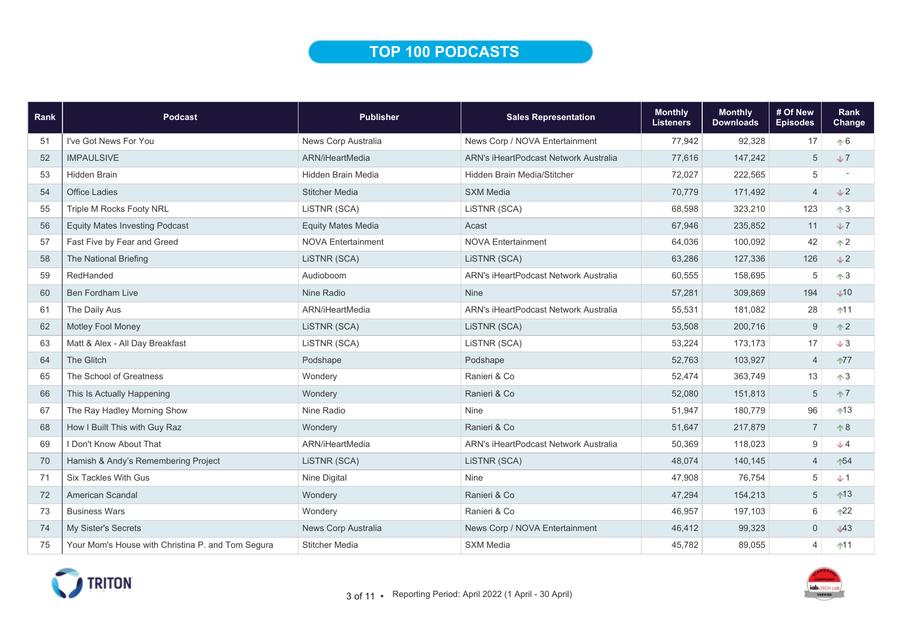# TOP 100 PODCASTS

| Rank | Podcast | Publisher | Sales Representation | Monthly Listeners | Monthly Downloads | # Of New Episodes | Rank Change |
|---|---|---|---|---|---|---|---|
| 51 | I've Got News For You | News Corp Australia | News Corp / NOVA Entertainment | 77,942 | 92,328 | 17 | ↑6 |
| 52 | IMPAULSIVE | ARN/iHeartMedia | ARN's iHeartPodcast Network Australia | 77,616 | 147,242 | 5 | ↓7 |
| 53 | Hidden Brain | Hidden Brain Media | Hidden Brain Media/Stitcher | 72,027 | 222,565 | 5 | - |
| 54 | Office Ladies | Stitcher Media | SXM Media | 70,779 | 171,492 | 4 | ↓2 |
| 55 | Triple M Rocks Footy NRL | LiSTNR (SCA) | LiSTNR (SCA) | 68,598 | 323,210 | 123 | ↑3 |
| 56 | Equity Mates Investing Podcast | Equity Mates Media | Acast | 67,946 | 235,852 | 11 | ↓7 |
| 57 | Fast Five by Fear and Greed | NOVA Entertainment | NOVA Entertainment | 64,036 | 100,092 | 42 | ↑2 |
| 58 | The National Briefing | LiSTNR (SCA) | LiSTNR (SCA) | 63,286 | 127,336 | 126 | ↓2 |
| 59 | RedHanded | Audioboom | ARN's iHeartPodcast Network Australia | 60,555 | 158,695 | 5 | ↑3 |
| 60 | Ben Fordham Live | Nine Radio | Nine | 57,281 | 309,869 | 194 | ↓10 |
| 61 | The Daily Aus | ARN/iHeartMedia | ARN's iHeartPodcast Network Australia | 55,531 | 181,082 | 28 | ↑11 |
| 62 | Motley Fool Money | LiSTNR (SCA) | LiSTNR (SCA) | 53,508 | 200,716 | 9 | ↑2 |
| 63 | Matt & Alex - All Day Breakfast | LiSTNR (SCA) | LiSTNR (SCA) | 53,224 | 173,173 | 17 | ↓3 |
| 64 | The Glitch | Podshape | Podshape | 52,763 | 103,927 | 4 | ↑77 |
| 65 | The School of Greatness | Wondery | Ranieri & Co | 52,474 | 363,749 | 13 | ↑3 |
| 66 | This Is Actually Happening | Wondery | Ranieri & Co | 52,080 | 151,813 | 5 | ↑7 |
| 67 | The Ray Hadley Morning Show | Nine Radio | Nine | 51,947 | 180,779 | 96 | ↑13 |
| 68 | How I Built This with Guy Raz | Wondery | Ranieri & Co | 51,647 | 217,879 | 7 | ↑8 |
| 69 | I Don't Know About That | ARN/iHeartMedia | ARN's iHeartPodcast Network Australia | 50,369 | 118,023 | 9 | ↓4 |
| 70 | Hamish & Andy's Remembering Project | LiSTNR (SCA) | LiSTNR (SCA) | 48,074 | 140,145 | 4 | ↑54 |
| 71 | Six Tackles With Gus | Nine Digital | Nine | 47,908 | 76,754 | 5 | ↓1 |
| 72 | American Scandal | Wondery | Ranieri & Co | 47,294 | 154,213 | 5 | ↑13 |
| 73 | Business Wars | Wondery | Ranieri & Co | 46,957 | 197,103 | 6 | ↑22 |
| 74 | My Sister's Secrets | News Corp Australia | News Corp / NOVA Entertainment | 46,412 | 99,323 | 0 | ↓43 |
| 75 | Your Mom's House with Christina P. and Tom Segura | Stitcher Media | SXM Media | 45,782 | 89,055 | 4 | ↑11 |

Reporting Period: April 2022 (1 April - 30 April)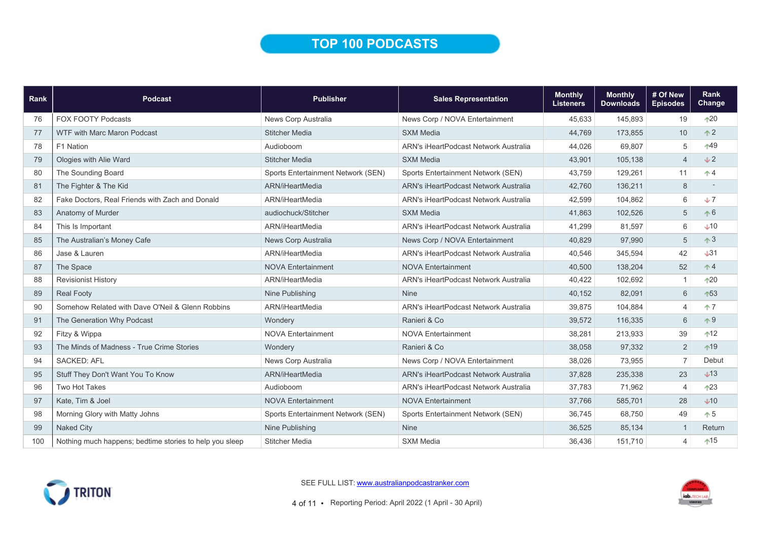# TOP 100 PODCASTS

| Rank | Podcast | Publisher | Sales Representation | Monthly Listeners | Monthly Downloads | # Of New Episodes | Rank Change |
|---|---|---|---|---|---|---|---|
| 76 | FOX FOOTY Podcasts | News Corp Australia | News Corp / NOVA Entertainment | 45,633 | 145,893 | 19 | ↑20 |
| 77 | WTF with Marc Maron Podcast | Stitcher Media | SXM Media | 44,769 | 173,855 | 10 | ↑2 |
| 78 | F1 Nation | Audioboom | ARN's iHeartPodcast Network Australia | 44,026 | 69,807 | 5 | ↑49 |
| 79 | Ologies with Alie Ward | Stitcher Media | SXM Media | 43,901 | 105,138 | 4 | ↓2 |
| 80 | The Sounding Board | Sports Entertainment Network (SEN) | Sports Entertainment Network (SEN) | 43,759 | 129,261 | 11 | ↑4 |
| 81 | The Fighter & The Kid | ARN/iHeartMedia | ARN's iHeartPodcast Network Australia | 42,760 | 136,211 | 8 | - |
| 82 | Fake Doctors, Real Friends with Zach and Donald | ARN/iHeartMedia | ARN's iHeartPodcast Network Australia | 42,599 | 104,862 | 6 | ↓7 |
| 83 | Anatomy of Murder | audiochuck/Stitcher | SXM Media | 41,863 | 102,526 | 5 | ↑6 |
| 84 | This Is Important | ARN/iHeartMedia | ARN's iHeartPodcast Network Australia | 41,299 | 81,597 | 6 | ↓10 |
| 85 | The Australian's Money Cafe | News Corp Australia | News Corp / NOVA Entertainment | 40,829 | 97,990 | 5 | ↑3 |
| 86 | Jase & Lauren | ARN/iHeartMedia | ARN's iHeartPodcast Network Australia | 40,546 | 345,594 | 42 | ↓31 |
| 87 | The Space | NOVA Entertainment | NOVA Entertainment | 40,500 | 138,204 | 52 | ↑4 |
| 88 | Revisionist History | ARN/iHeartMedia | ARN's iHeartPodcast Network Australia | 40,422 | 102,692 | 1 | ↑20 |
| 89 | Real Footy | Nine Publishing | Nine | 40,152 | 82,091 | 6 | ↑53 |
| 90 | Somehow Related with Dave O'Neil & Glenn Robbins | ARN/iHeartMedia | ARN's iHeartPodcast Network Australia | 39,875 | 104,884 | 4 | ↑7 |
| 91 | The Generation Why Podcast | Wondery | Ranieri & Co | 39,572 | 116,335 | 6 | ↑9 |
| 92 | Fitzy & Wippa | NOVA Entertainment | NOVA Entertainment | 38,281 | 213,933 | 39 | ↑12 |
| 93 | The Minds of Madness - True Crime Stories | Wondery | Ranieri & Co | 38,058 | 97,332 | 2 | ↑19 |
| 94 | SACKED: AFL | News Corp Australia | News Corp / NOVA Entertainment | 38,026 | 73,955 | 7 | Debut |
| 95 | Stuff They Don't Want You To Know | ARN/iHeartMedia | ARN's iHeartPodcast Network Australia | 37,828 | 235,338 | 23 | ↓13 |
| 96 | Two Hot Takes | Audioboom | ARN's iHeartPodcast Network Australia | 37,783 | 71,962 | 4 | ↑23 |
| 97 | Kate, Tim & Joel | NOVA Entertainment | NOVA Entertainment | 37,766 | 585,701 | 28 | ↓10 |
| 98 | Morning Glory with Matty Johns | Sports Entertainment Network (SEN) | Sports Entertainment Network (SEN) | 36,745 | 68,750 | 49 | ↑5 |
| 99 | Naked City | Nine Publishing | Nine | 36,525 | 85,134 | 1 | Return |
| 100 | Nothing much happens; bedtime stories to help you sleep | Stitcher Media | SXM Media | 36,436 | 151,710 | 4 | ↑15 |

SEE FULL LIST: www.australianpodcastranker.com

Reporting Period: April 2022 (1 April - 30 April)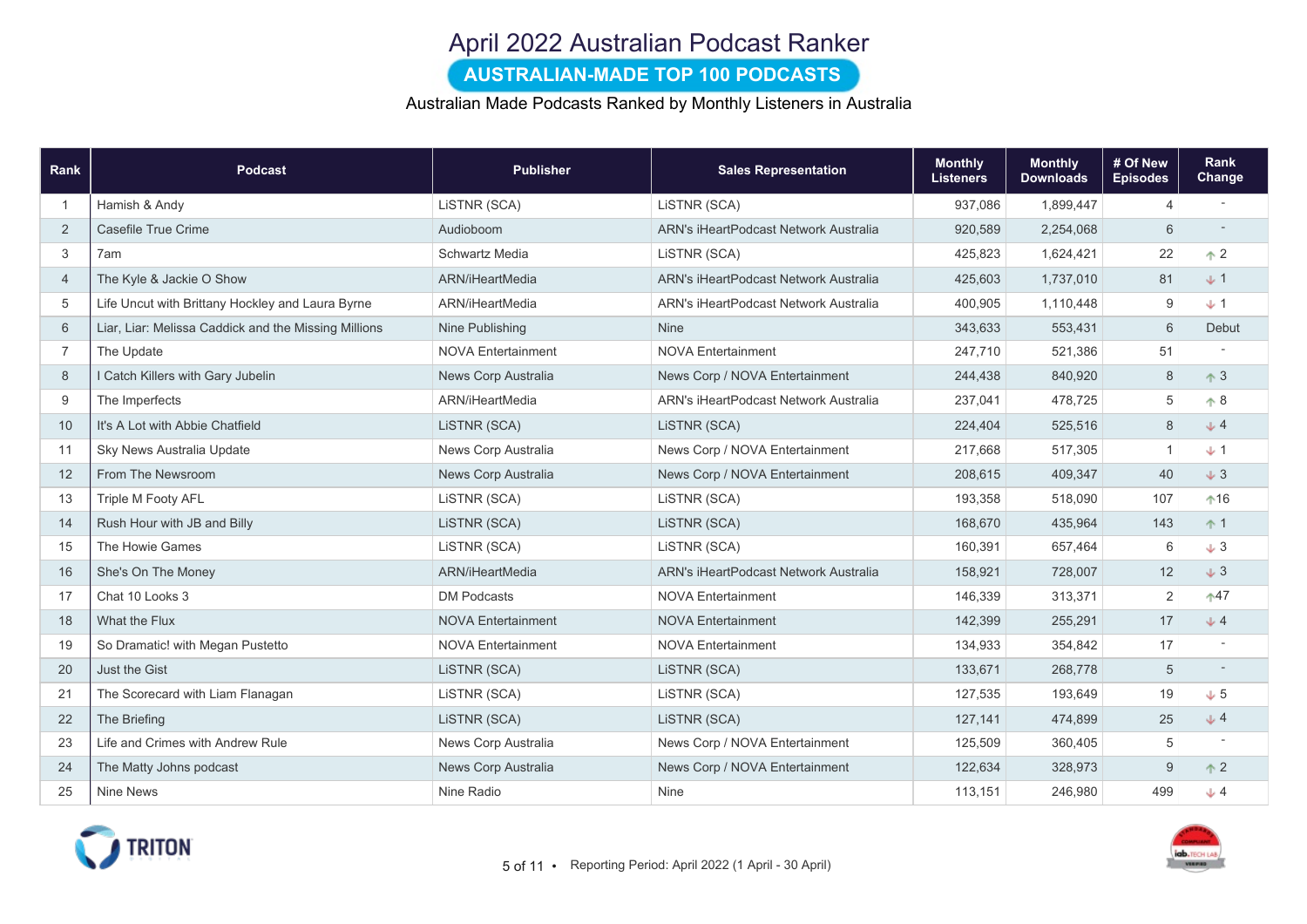# April 2022 Australian Podcast Ranker

## AUSTRALIAN-MADE TOP 100 PODCASTS

Australian Made Podcasts Ranked by Monthly Listeners in Australia

| Rank | Podcast | Publisher | Sales Representation | Monthly Listeners | Monthly Downloads | # Of New Episodes | Rank Change |
|---|---|---|---|---|---|---|---|
| 1 | Hamish & Andy | LiSTNR (SCA) | LiSTNR (SCA) | 937,086 | 1,899,447 | 4 | - |
| 2 | Casefile True Crime | Audioboom | ARN's iHeartPodcast Network Australia | 920,589 | 2,254,068 | 6 | - |
| 3 | 7am | Schwartz Media | LiSTNR (SCA) | 425,823 | 1,624,421 | 22 | ↑ 2 |
| 4 | The Kyle & Jackie O Show | ARN/iHeartMedia | ARN's iHeartPodcast Network Australia | 425,603 | 1,737,010 | 81 | ↓ 1 |
| 5 | Life Uncut with Brittany Hockley and Laura Byrne | ARN/iHeartMedia | ARN's iHeartPodcast Network Australia | 400,905 | 1,110,448 | 9 | ↓ 1 |
| 6 | Liar, Liar: Melissa Caddick and the Missing Millions | Nine Publishing | Nine | 343,633 | 553,431 | 6 | Debut |
| 7 | The Update | NOVA Entertainment | NOVA Entertainment | 247,710 | 521,386 | 51 | - |
| 8 | I Catch Killers with Gary Jubelin | News Corp Australia | News Corp / NOVA Entertainment | 244,438 | 840,920 | 8 | ↑ 3 |
| 9 | The Imperfects | ARN/iHeartMedia | ARN's iHeartPodcast Network Australia | 237,041 | 478,725 | 5 | ↑ 8 |
| 10 | It's A Lot with Abbie Chatfield | LiSTNR (SCA) | LiSTNR (SCA) | 224,404 | 525,516 | 8 | ↓ 4 |
| 11 | Sky News Australia Update | News Corp Australia | News Corp / NOVA Entertainment | 217,668 | 517,305 | 1 | ↓ 1 |
| 12 | From The Newsroom | News Corp Australia | News Corp / NOVA Entertainment | 208,615 | 409,347 | 40 | ↓ 3 |
| 13 | Triple M Footy AFL | LiSTNR (SCA) | LiSTNR (SCA) | 193,358 | 518,090 | 107 | ↑ 16 |
| 14 | Rush Hour with JB and Billy | LiSTNR (SCA) | LiSTNR (SCA) | 168,670 | 435,964 | 143 | ↑ 1 |
| 15 | The Howie Games | LiSTNR (SCA) | LiSTNR (SCA) | 160,391 | 657,464 | 6 | ↓ 3 |
| 16 | She's On The Money | ARN/iHeartMedia | ARN's iHeartPodcast Network Australia | 158,921 | 728,007 | 12 | ↓ 3 |
| 17 | Chat 10 Looks 3 | DM Podcasts | NOVA Entertainment | 146,339 | 313,371 | 2 | ↑ 47 |
| 18 | What the Flux | NOVA Entertainment | NOVA Entertainment | 142,399 | 255,291 | 17 | ↓ 4 |
| 19 | So Dramatic! with Megan Pustetto | NOVA Entertainment | NOVA Entertainment | 134,933 | 354,842 | 17 | - |
| 20 | Just the Gist | LiSTNR (SCA) | LiSTNR (SCA) | 133,671 | 268,778 | 5 | - |
| 21 | The Scorecard with Liam Flanagan | LiSTNR (SCA) | LiSTNR (SCA) | 127,535 | 193,649 | 19 | ↓ 5 |
| 22 | The Briefing | LiSTNR (SCA) | LiSTNR (SCA) | 127,141 | 474,899 | 25 | ↓ 4 |
| 23 | Life and Crimes with Andrew Rule | News Corp Australia | News Corp / NOVA Entertainment | 125,509 | 360,405 | 5 | - |
| 24 | The Matty Johns podcast | News Corp Australia | News Corp / NOVA Entertainment | 122,634 | 328,973 | 9 | ↑ 2 |
| 25 | Nine News | Nine Radio | Nine | 113,151 | 246,980 | 499 | ↓ 4 |

Reporting Period: April 2022 (1 April - 30 April)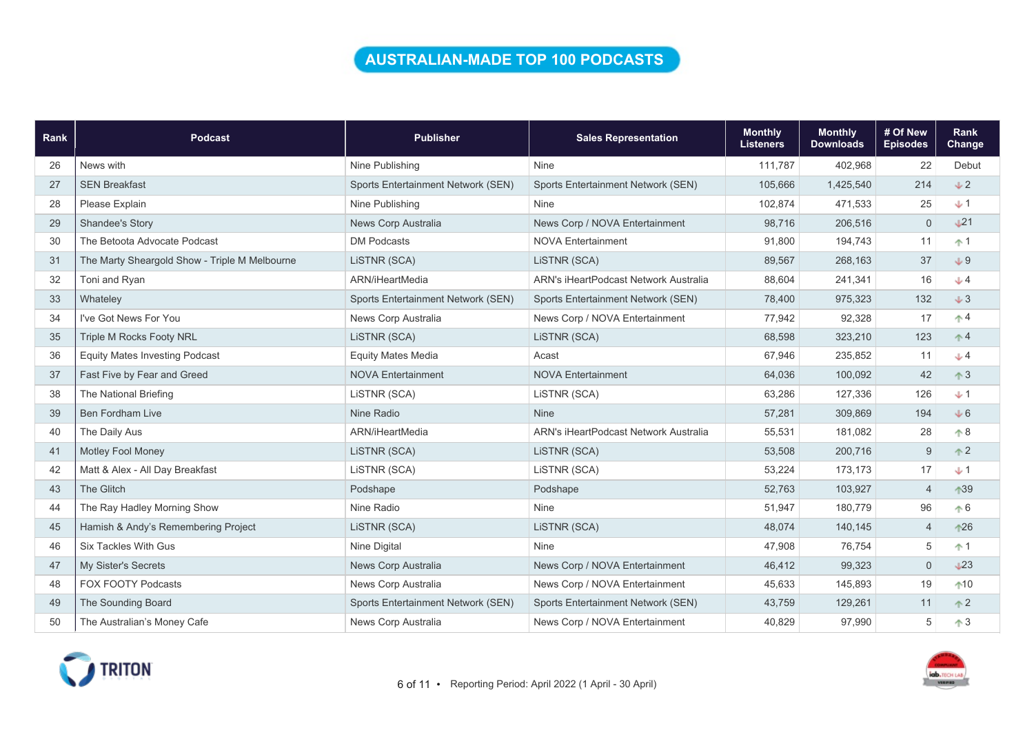# AUSTRALIAN-MADE TOP 100 PODCASTS

| Rank | Podcast | Publisher | Sales Representation | Monthly Listeners | Monthly Downloads | # Of New Episodes | Rank Change |
|---|---|---|---|---|---|---|---|
| 26 | News with | Nine Publishing | Nine | 111,787 | 402,968 | 22 | Debut |
| 27 | SEN Breakfast | Sports Entertainment Network (SEN) | Sports Entertainment Network (SEN) | 105,666 | 1,425,540 | 214 | ↓2 |
| 28 | Please Explain | Nine Publishing | Nine | 102,874 | 471,533 | 25 | ↓1 |
| 29 | Shandee's Story | News Corp Australia | News Corp / NOVA Entertainment | 98,716 | 206,516 | 0 | ↓21 |
| 30 | The Betoota Advocate Podcast | DM Podcasts | NOVA Entertainment | 91,800 | 194,743 | 11 | ↑1 |
| 31 | The Marty Sheargold Show - Triple M Melbourne | LiSTNR (SCA) | LiSTNR (SCA) | 89,567 | 268,163 | 37 | ↓9 |
| 32 | Toni and Ryan | ARN/iHeartMedia | ARN's iHeartPodcast Network Australia | 88,604 | 241,341 | 16 | ↓4 |
| 33 | Whateley | Sports Entertainment Network (SEN) | Sports Entertainment Network (SEN) | 78,400 | 975,323 | 132 | ↓3 |
| 34 | I've Got News For You | News Corp Australia | News Corp / NOVA Entertainment | 77,942 | 92,328 | 17 | ↑4 |
| 35 | Triple M Rocks Footy NRL | LiSTNR (SCA) | LiSTNR (SCA) | 68,598 | 323,210 | 123 | ↑4 |
| 36 | Equity Mates Investing Podcast | Equity Mates Media | Acast | 67,946 | 235,852 | 11 | ↓4 |
| 37 | Fast Five by Fear and Greed | NOVA Entertainment | NOVA Entertainment | 64,036 | 100,092 | 42 | ↑3 |
| 38 | The National Briefing | LiSTNR (SCA) | LiSTNR (SCA) | 63,286 | 127,336 | 126 | ↓1 |
| 39 | Ben Fordham Live | Nine Radio | Nine | 57,281 | 309,869 | 194 | ↓6 |
| 40 | The Daily Aus | ARN/iHeartMedia | ARN's iHeartPodcast Network Australia | 55,531 | 181,082 | 28 | ↑8 |
| 41 | Motley Fool Money | LiSTNR (SCA) | LiSTNR (SCA) | 53,508 | 200,716 | 9 | ↑2 |
| 42 | Matt & Alex - All Day Breakfast | LiSTNR (SCA) | LiSTNR (SCA) | 53,224 | 173,173 | 17 | ↓1 |
| 43 | The Glitch | Podshape | Podshape | 52,763 | 103,927 | 4 | ↑39 |
| 44 | The Ray Hadley Morning Show | Nine Radio | Nine | 51,947 | 180,779 | 96 | ↑6 |
| 45 | Hamish & Andy's Remembering Project | LiSTNR (SCA) | LiSTNR (SCA) | 48,074 | 140,145 | 4 | ↑26 |
| 46 | Six Tackles With Gus | Nine Digital | Nine | 47,908 | 76,754 | 5 | ↑1 |
| 47 | My Sister's Secrets | News Corp Australia | News Corp / NOVA Entertainment | 46,412 | 99,323 | 0 | ↓23 |
| 48 | FOX FOOTY Podcasts | News Corp Australia | News Corp / NOVA Entertainment | 45,633 | 145,893 | 19 | ↑10 |
| 49 | The Sounding Board | Sports Entertainment Network (SEN) | Sports Entertainment Network (SEN) | 43,759 | 129,261 | 11 | ↑2 |
| 50 | The Australian's Money Cafe | News Corp Australia | News Corp / NOVA Entertainment | 40,829 | 97,990 | 5 | ↑3 |

Reporting Period: April 2022 (1 April - 30 April)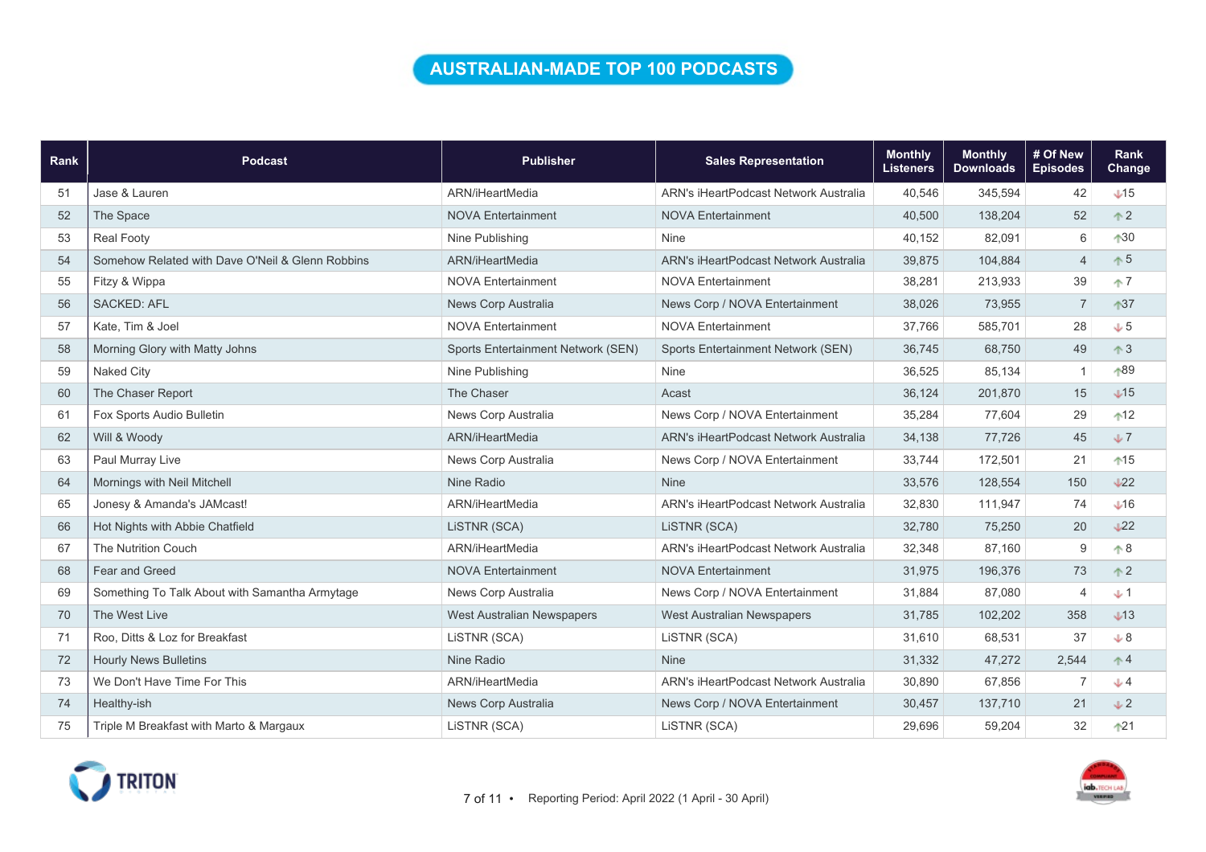# AUSTRALIAN-MADE TOP 100 PODCASTS

| Rank | Podcast | Publisher | Sales Representation | Monthly Listeners | Monthly Downloads | # Of New Episodes | Rank Change |
|---|---|---|---|---|---|---|---|
| 51 | Jase & Lauren | ARN/iHeartMedia | ARN's iHeartPodcast Network Australia | 40,546 | 345,594 | 42 | ↓15 |
| 52 | The Space | NOVA Entertainment | NOVA Entertainment | 40,500 | 138,204 | 52 | ↑2 |
| 53 | Real Footy | Nine Publishing | Nine | 40,152 | 82,091 | 6 | ↑30 |
| 54 | Somehow Related with Dave O'Neil & Glenn Robbins | ARN/iHeartMedia | ARN's iHeartPodcast Network Australia | 39,875 | 104,884 | 4 | ↑5 |
| 55 | Fitzy & Wippa | NOVA Entertainment | NOVA Entertainment | 38,281 | 213,933 | 39 | ↑7 |
| 56 | SACKED: AFL | News Corp Australia | News Corp / NOVA Entertainment | 38,026 | 73,955 | 7 | ↑37 |
| 57 | Kate, Tim & Joel | NOVA Entertainment | NOVA Entertainment | 37,766 | 585,701 | 28 | ↓5 |
| 58 | Morning Glory with Matty Johns | Sports Entertainment Network (SEN) | Sports Entertainment Network (SEN) | 36,745 | 68,750 | 49 | ↑3 |
| 59 | Naked City | Nine Publishing | Nine | 36,525 | 85,134 | 1 | ↑89 |
| 60 | The Chaser Report | The Chaser | Acast | 36,124 | 201,870 | 15 | ↓15 |
| 61 | Fox Sports Audio Bulletin | News Corp Australia | News Corp / NOVA Entertainment | 35,284 | 77,604 | 29 | ↑12 |
| 62 | Will & Woody | ARN/iHeartMedia | ARN's iHeartPodcast Network Australia | 34,138 | 77,726 | 45 | ↓7 |
| 63 | Paul Murray Live | News Corp Australia | News Corp / NOVA Entertainment | 33,744 | 172,501 | 21 | ↑15 |
| 64 | Mornings with Neil Mitchell | Nine Radio | Nine | 33,576 | 128,554 | 150 | ↓22 |
| 65 | Jonesy & Amanda's JAMcast! | ARN/iHeartMedia | ARN's iHeartPodcast Network Australia | 32,830 | 111,947 | 74 | ↓16 |
| 66 | Hot Nights with Abbie Chatfield | LiSTNR (SCA) | LiSTNR (SCA) | 32,780 | 75,250 | 20 | ↓22 |
| 67 | The Nutrition Couch | ARN/iHeartMedia | ARN's iHeartPodcast Network Australia | 32,348 | 87,160 | 9 | ↑8 |
| 68 | Fear and Greed | NOVA Entertainment | NOVA Entertainment | 31,975 | 196,376 | 73 | ↑2 |
| 69 | Something To Talk About with Samantha Armytage | News Corp Australia | News Corp / NOVA Entertainment | 31,884 | 87,080 | 4 | ↓1 |
| 70 | The West Live | West Australian Newspapers | West Australian Newspapers | 31,785 | 102,202 | 358 | ↓13 |
| 71 | Roo, Ditts & Loz for Breakfast | LiSTNR (SCA) | LiSTNR (SCA) | 31,610 | 68,531 | 37 | ↓8 |
| 72 | Hourly News Bulletins | Nine Radio | Nine | 31,332 | 47,272 | 2,544 | ↑4 |
| 73 | We Don't Have Time For This | ARN/iHeartMedia | ARN's iHeartPodcast Network Australia | 30,890 | 67,856 | 7 | ↓4 |
| 74 | Healthy-ish | News Corp Australia | News Corp / NOVA Entertainment | 30,457 | 137,710 | 21 | ↓2 |
| 75 | Triple M Breakfast with Marto & Margaux | LiSTNR (SCA) | LiSTNR (SCA) | 29,696 | 59,204 | 32 | ↑21 |

Reporting Period: April 2022 (1 April - 30 April)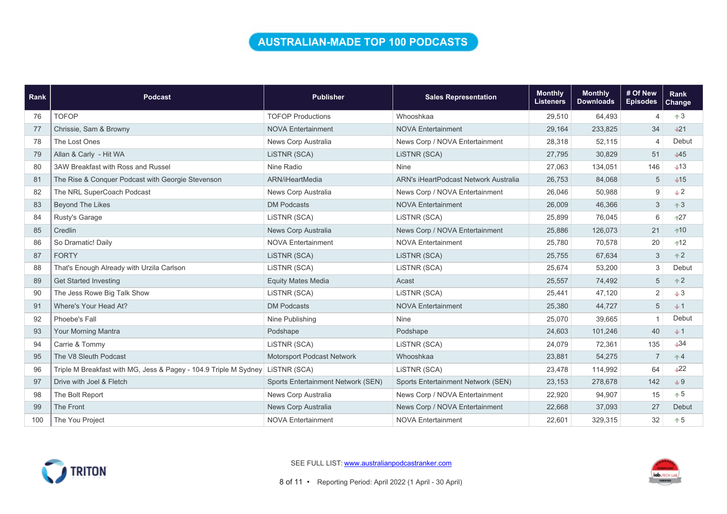# AUSTRALIAN-MADE TOP 100 PODCASTS

| Rank | Podcast | Publisher | Sales Representation | Monthly Listeners | Monthly Downloads | # Of New Episodes | Rank Change |
|---|---|---|---|---|---|---|---|
| 76 | TOFOP | TOFOP Productions | Whooshkaa | 29,510 | 64,493 | 4 | ↑3 |
| 77 | Chrissie, Sam & Browny | NOVA Entertainment | NOVA Entertainment | 29,164 | 233,825 | 34 | ↓21 |
| 78 | The Lost Ones | News Corp Australia | News Corp / NOVA Entertainment | 28,318 | 52,115 | 4 | Debut |
| 79 | Allan & Carly - Hit WA | LiSTNR (SCA) | LiSTNR (SCA) | 27,795 | 30,829 | 51 | ↓45 |
| 80 | 3AW Breakfast with Ross and Russel | Nine Radio | Nine | 27,063 | 134,051 | 146 | ↓13 |
| 81 | The Rise & Conquer Podcast with Georgie Stevenson | ARN/iHeartMedia | ARN's iHeartPodcast Network Australia | 26,753 | 84,068 | 5 | ↓15 |
| 82 | The NRL SuperCoach Podcast | News Corp Australia | News Corp / NOVA Entertainment | 26,046 | 50,988 | 9 | ↓2 |
| 83 | Beyond The Likes | DM Podcasts | NOVA Entertainment | 26,009 | 46,366 | 3 | ↑3 |
| 84 | Rusty's Garage | LiSTNR (SCA) | LiSTNR (SCA) | 25,899 | 76,045 | 6 | ↑27 |
| 85 | Credlin | News Corp Australia | News Corp / NOVA Entertainment | 25,886 | 126,073 | 21 | ↑10 |
| 86 | So Dramatic! Daily | NOVA Entertainment | NOVA Entertainment | 25,780 | 70,578 | 20 | ↑12 |
| 87 | FORTY | LiSTNR (SCA) | LiSTNR (SCA) | 25,755 | 67,634 | 3 | ↑2 |
| 88 | That's Enough Already with Urzila Carlson | LiSTNR (SCA) | LiSTNR (SCA) | 25,674 | 53,200 | 3 | Debut |
| 89 | Get Started Investing | Equity Mates Media | Acast | 25,557 | 74,492 | 5 | ↑2 |
| 90 | The Jess Rowe Big Talk Show | LiSTNR (SCA) | LiSTNR (SCA) | 25,441 | 47,120 | 2 | ↓3 |
| 91 | Where's Your Head At? | DM Podcasts | NOVA Entertainment | 25,380 | 44,727 | 5 | ↓1 |
| 92 | Phoebe's Fall | Nine Publishing | Nine | 25,070 | 39,665 | 1 | Debut |
| 93 | Your Morning Mantra | Podshape | Podshape | 24,603 | 101,246 | 40 | ↓1 |
| 94 | Carrie & Tommy | LiSTNR (SCA) | LiSTNR (SCA) | 24,079 | 72,361 | 135 | ↓34 |
| 95 | The V8 Sleuth Podcast | Motorsport Podcast Network | Whooshkaa | 23,881 | 54,275 | 7 | ↑4 |
| 96 | Triple M Breakfast with MG, Jess & Pagey - 104.9 Triple M Sydney | LiSTNR (SCA) | LiSTNR (SCA) | 23,478 | 114,992 | 64 | ↓22 |
| 97 | Drive with Joel & Fletch | Sports Entertainment Network (SEN) | Sports Entertainment Network (SEN) | 23,153 | 278,678 | 142 | ↓9 |
| 98 | The Bolt Report | News Corp Australia | News Corp / NOVA Entertainment | 22,920 | 94,907 | 15 | ↑5 |
| 99 | The Front | News Corp Australia | News Corp / NOVA Entertainment | 22,668 | 37,093 | 27 | Debut |
| 100 | The You Project | NOVA Entertainment | NOVA Entertainment | 22,601 | 329,315 | 32 | ↑5 |

SEE FULL LIST: www.australianpodcastranker.com

Reporting Period: April 2022 (1 April - 30 April)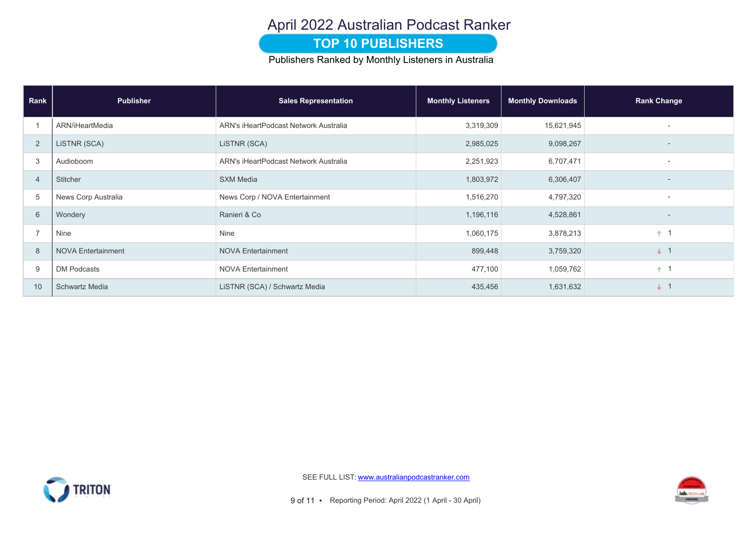# April 2022 Australian Podcast Ranker

## TOP 10 PUBLISHERS

Publishers Ranked by Monthly Listeners in Australia

| Rank | Publisher | Sales Representation | Monthly Listeners | Monthly Downloads | Rank Change |
|---|---|---|---|---|---|
| 1 | ARN/iHeartMedia | ARN's iHeartPodcast Network Australia | 3,319,309 | 15,621,945 | - |
| 2 | LiSTNR (SCA) | LiSTNR (SCA) | 2,985,025 | 9,098,267 | - |
| 3 | Audioboom | ARN's iHeartPodcast Network Australia | 2,251,923 | 6,707,471 | - |
| 4 | Stitcher | SXM Media | 1,803,972 | 6,306,407 | - |
| 5 | News Corp Australia | News Corp / NOVA Entertainment | 1,516,270 | 4,797,320 | - |
| 6 | Wondery | Ranieri & Co | 1,196,116 | 4,528,861 | - |
| 7 | Nine | Nine | 1,060,175 | 3,878,213 | ↑ 1 |
| 8 | NOVA Entertainment | NOVA Entertainment | 899,448 | 3,759,320 | ↓ 1 |
| 9 | DM Podcasts | NOVA Entertainment | 477,100 | 1,059,762 | ↑ 1 |
| 10 | Schwartz Media | LiSTNR (SCA) / Schwartz Media | 435,456 | 1,631,632 | ↓ 1 |

SEE FULL LIST: www.australianpodcastranker.com

Reporting Period: April 2022 (1 April - 30 April)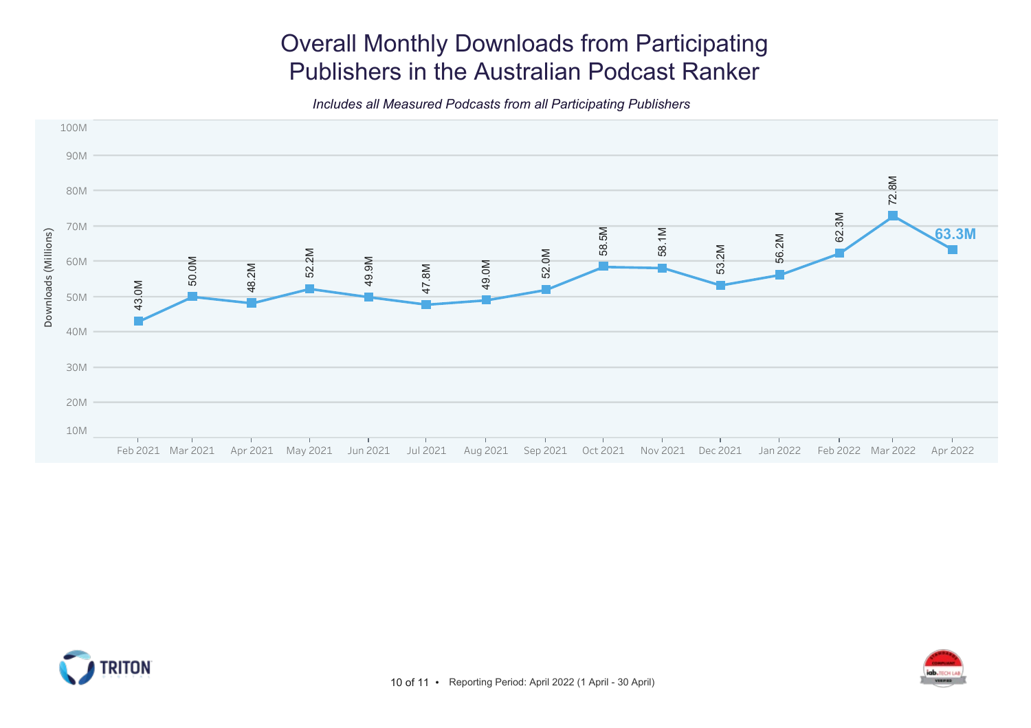# Overall Monthly Downloads from Participating Publishers in the Australian Podcast Ranker

*Includes all Measured Podcasts from all Participating Publishers*

| Month | Downloads (Millions) |
|---|---|
| Feb 2021 | 43.0M |
| Mar 2021 | 50.0M |
| Apr 2021 | 48.2M |
| May 2021 | 52.2M |
| Jun 2021 | 49.9M |
| Jul 2021 | 47.8M |
| Aug 2021 | 49.0M |
| Sep 2021 | 52.0M |
| Oct 2021 | 58.5M |
| Nov 2021 | 58.1M |
| Dec 2021 | 53.2M |
| Jan 2022 | 56.2M |
| Feb 2022 | 62.3M |
| Mar 2022 | 72.8M |
| Apr 2022 | **63.3M** |

Reporting Period: April 2022 (1 April - 30 April)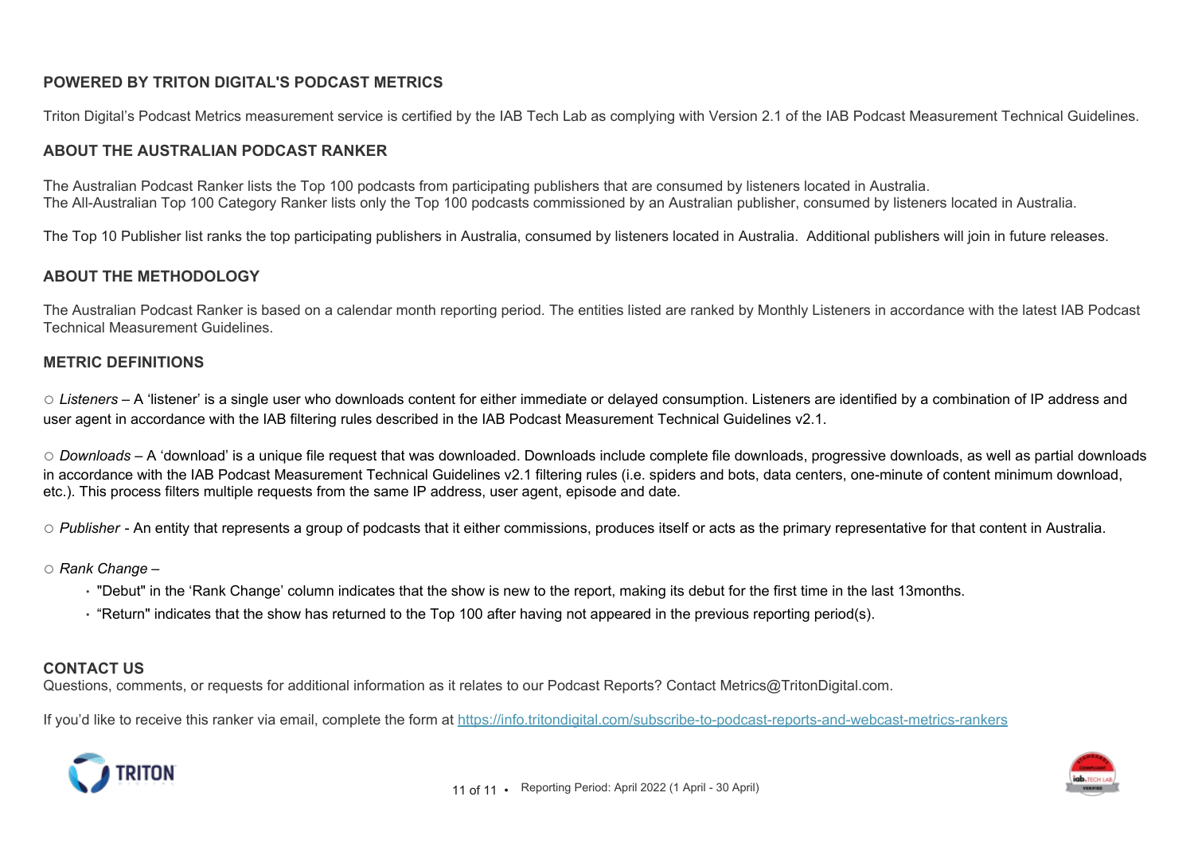## POWERED BY TRITON DIGITAL'S PODCAST METRICS

Triton Digital's Podcast Metrics measurement service is certified by the IAB Tech Lab as complying with Version 2.1 of the IAB Podcast Measurement Technical Guidelines.

## ABOUT THE AUSTRALIAN PODCAST RANKER

The Australian Podcast Ranker lists the Top 100 podcasts from participating publishers that are consumed by listeners located in Australia.
The All-Australian Top 100 Category Ranker lists only the Top 100 podcasts commissioned by an Australian publisher, consumed by listeners located in Australia.

The Top 10 Publisher list ranks the top participating publishers in Australia, consumed by listeners located in Australia. Additional publishers will join in future releases.

## ABOUT THE METHODOLOGY

The Australian Podcast Ranker is based on a calendar month reporting period. The entities listed are ranked by Monthly Listeners in accordance with the latest IAB Podcast Technical Measurement Guidelines.

## METRIC DEFINITIONS

○ *Listeners* – A 'listener' is a single user who downloads content for either immediate or delayed consumption. Listeners are identified by a combination of IP address and user agent in accordance with the IAB filtering rules described in the IAB Podcast Measurement Technical Guidelines v2.1.

○ *Downloads* – A 'download' is a unique file request that was downloaded. Downloads include complete file downloads, progressive downloads, as well as partial downloads in accordance with the IAB Podcast Measurement Technical Guidelines v2.1 filtering rules (i.e. spiders and bots, data centers, one-minute of content minimum download, etc.). This process filters multiple requests from the same IP address, user agent, episode and date.

○ *Publisher* - An entity that represents a group of podcasts that it either commissions, produces itself or acts as the primary representative for that content in Australia.

○ *Rank Change* –

- "Debut" in the 'Rank Change' column indicates that the show is new to the report, making its debut for the first time in the last 13months.
- "Return" indicates that the show has returned to the Top 100 after having not appeared in the previous reporting period(s).

## CONTACT US

Questions, comments, or requests for additional information as it relates to our Podcast Reports? Contact Metrics@TritonDigital.com.

If you'd like to receive this ranker via email, complete the form at https://info.tritondigital.com/subscribe-to-podcast-reports-and-webcast-metrics-rankers

Reporting Period: April 2022 (1 April - 30 April)